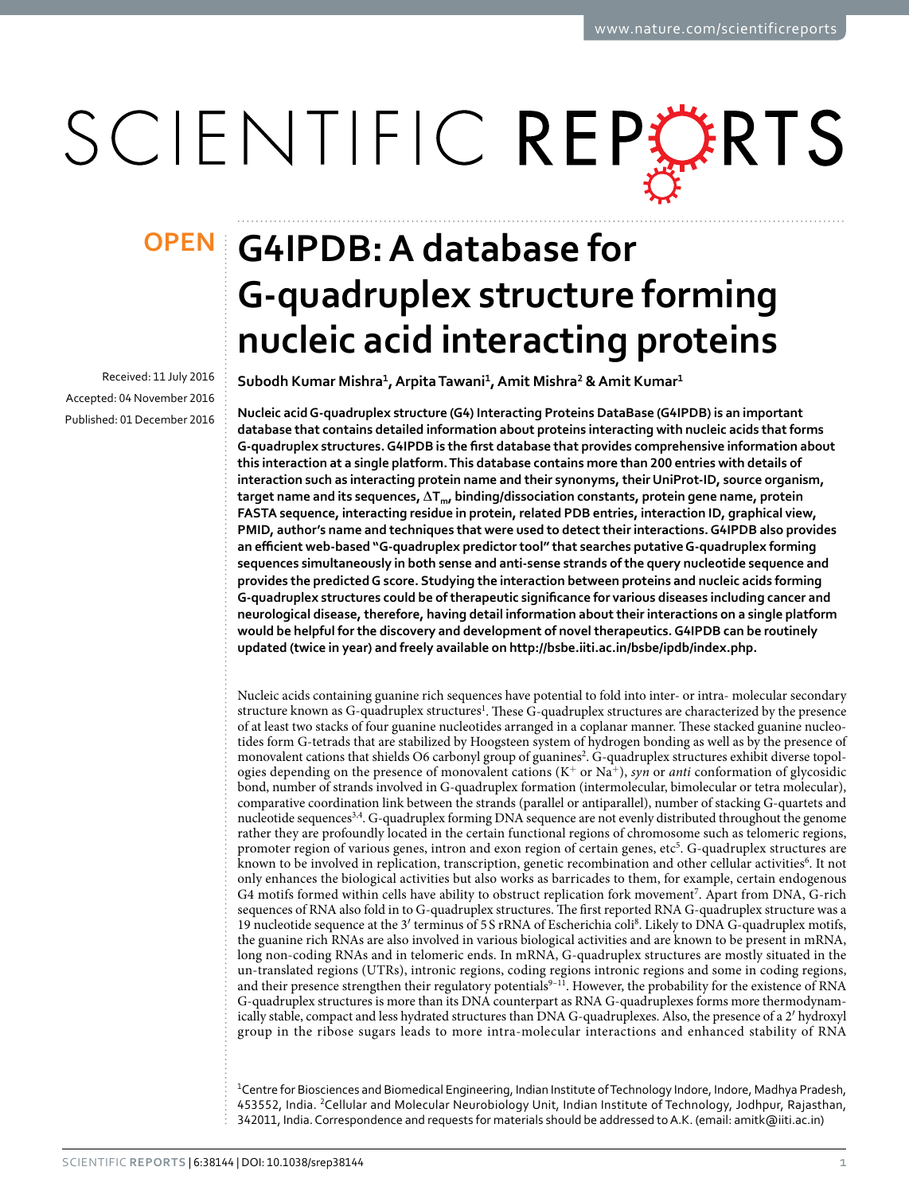# G4IPDB: A database for G-quadruplex structure forming nucleic acid interacting proteins

Received: 11 July 2016
Accepted: 04 November 2016
Published: 01 December 2016

**Subodh Kumar Mishra[1], Arpita Tawani[1], Amit Mishra[2] & Amit Kumar[1]**

**Nucleic acid G-quadruplex structure (G4) Interacting Proteins DataBase (G4IPDB) is an important database that contains detailed information about proteins interacting with nucleic acids that forms G-quadruplex structures. G4IPDB is the first database that provides comprehensive information about this interaction at a single platform. This database contains more than 200 entries with details of interaction such as interacting protein name and their synonyms, their UniProt-ID, source organism, target name and its sequences, $\Delta T_m$, binding/dissociation constants, protein gene name, protein FASTA sequence, interacting residue in protein, related PDB entries, interaction ID, graphical view, PMID, author's name and techniques that were used to detect their interactions. G4IPDB also provides an efficient web-based "G-quadruplex predictor tool" that searches putative G-quadruplex forming sequences simultaneously in both sense and anti-sense strands of the query nucleotide sequence and provides the predicted G score. Studying the interaction between proteins and nucleic acids forming G-quadruplex structures could be of therapeutic significance for various diseases including cancer and neurological disease, therefore, having detail information about their interactions on a single platform would be helpful for the discovery and development of novel therapeutics. G4IPDB can be routinely updated (twice in year) and freely available on http://bsbe.iiti.ac.in/bsbe/ipdb/index.php.**

Nucleic acids containing guanine rich sequences have potential to fold into inter- or intra- molecular secondary structure known as G-quadruplex structures[1]. These G-quadruplex structures are characterized by the presence of at least two stacks of four guanine nucleotides arranged in a coplanar manner. These stacked guanine nucleotides form G-tetrads that are stabilized by Hoogsteen system of hydrogen bonding as well as by the presence of monovalent cations that shields O6 carbonyl group of guanines[2]. G-quadruplex structures exhibit diverse topologies depending on the presence of monovalent cations ($K^+$ or $Na^+$), *syn* or *anti* conformation of glycosidic bond, number of strands involved in G-quadruplex formation (intermolecular, bimolecular or tetra molecular), comparative coordination link between the strands (parallel or antiparallel), number of stacking G-quartets and nucleotide sequences[3,4]. G-quadruplex forming DNA sequence are not evenly distributed throughout the genome rather they are profoundly located in the certain functional regions of chromosome such as telomeric regions, promoter region of various genes, intron and exon region of certain genes, etc[5]. G-quadruplex structures are known to be involved in replication, transcription, genetic recombination and other cellular activities[6]. It not only enhances the biological activities but also works as barricades to them, for example, certain endogenous G4 motifs formed within cells have ability to obstruct replication fork movement[7]. Apart from DNA, G-rich sequences of RNA also fold in to G-quadruplex structures. The first reported RNA G-quadruplex structure was a 19 nucleotide sequence at the 3′ terminus of 5 S rRNA of Escherichia coli[8]. Likely to DNA G-quadruplex motifs, the guanine rich RNAs are also involved in various biological activities and are known to be present in mRNA, long non-coding RNAs and in telomeric ends. In mRNA, G-quadruplex structures are mostly situated in the un-translated regions (UTRs), intronic regions, coding regions intronic regions and some in coding regions, and their presence strengthen their regulatory potentials[9–11]. However, the probability for the existence of RNA G-quadruplex structures is more than its DNA counterpart as RNA G-quadruplexes forms more thermodynamically stable, compact and less hydrated structures than DNA G-quadruplexes. Also, the presence of a 2′ hydroxyl group in the ribose sugars leads to more intra-molecular interactions and enhanced stability of RNA

[1]Centre for Biosciences and Biomedical Engineering, Indian Institute of Technology Indore, Indore, Madhya Pradesh, 453552, India. [2]Cellular and Molecular Neurobiology Unit, Indian Institute of Technology, Jodhpur, Rajasthan, 342011, India. Correspondence and requests for materials should be addressed to A.K. (email: amitk@iiti.ac.in)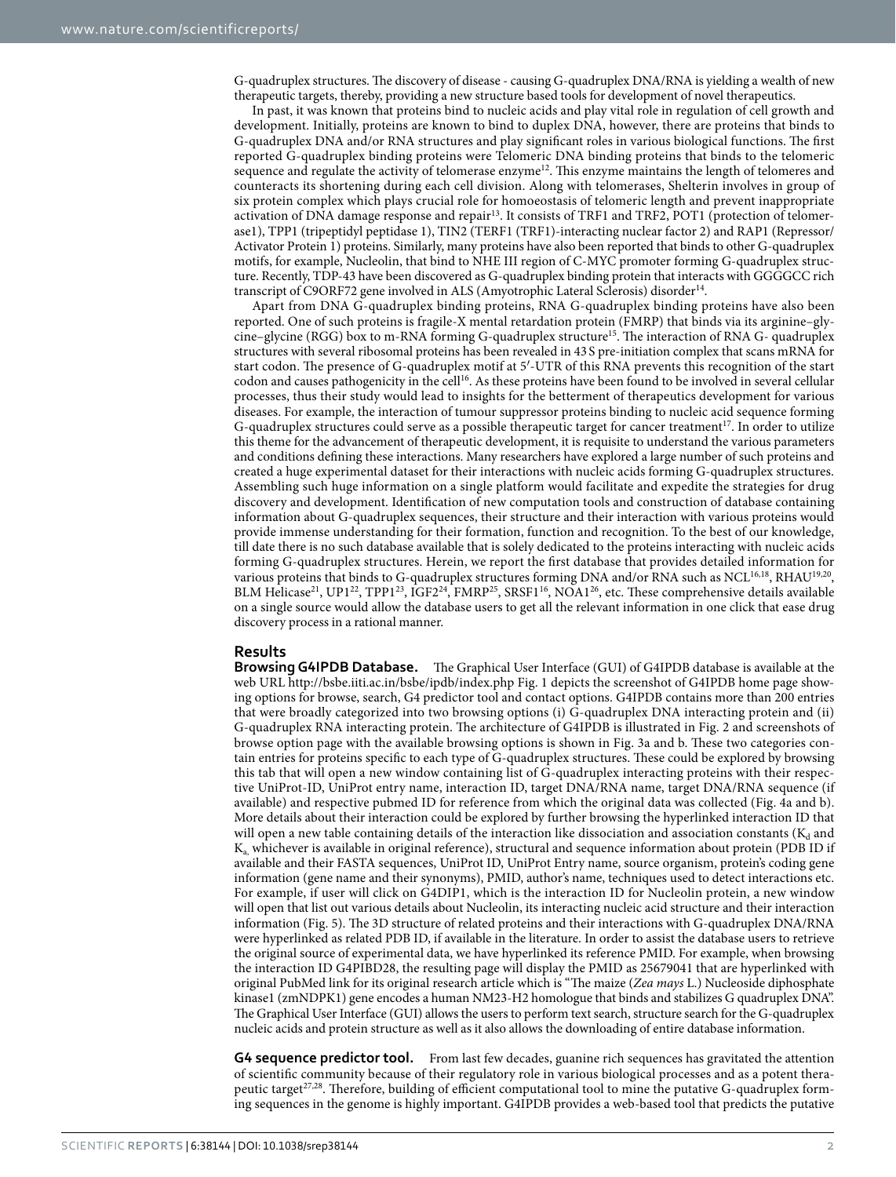G-quadruplex structures. The discovery of disease - causing G-quadruplex DNA/RNA is yielding a wealth of new therapeutic targets, thereby, providing a new structure based tools for development of novel therapeutics.

In past, it was known that proteins bind to nucleic acids and play vital role in regulation of cell growth and development. Initially, proteins are known to bind to duplex DNA, however, there are proteins that binds to G-quadruplex DNA and/or RNA structures and play significant roles in various biological functions. The first reported G-quadruplex binding proteins were Telomeric DNA binding proteins that binds to the telomeric sequence and regulate the activity of telomerase enzyme[12]. This enzyme maintains the length of telomeres and counteracts its shortening during each cell division. Along with telomerases, Shelterin involves in group of six protein complex which plays crucial role for homoeostasis of telomeric length and prevent inappropriate activation of DNA damage response and repair[13]. It consists of TRF1 and TRF2, POT1 (protection of telomerase1), TPP1 (tripeptidyl peptidase 1), TIN2 (TERF1 (TRF1)-interacting nuclear factor 2) and RAP1 (Repressor/Activator Protein 1) proteins. Similarly, many proteins have also been reported that binds to other G-quadruplex motifs, for example, Nucleolin, that bind to NHE III region of C-MYC promoter forming G-quadruplex structure. Recently, TDP-43 have been discovered as G-quadruplex binding protein that interacts with GGGGCC rich transcript of C9ORF72 gene involved in ALS (Amyotrophic Lateral Sclerosis) disorder[14].

Apart from DNA G-quadruplex binding proteins, RNA G-quadruplex binding proteins have also been reported. One of such proteins is fragile-X mental retardation protein (FMRP) that binds via its arginine–glycine–glycine (RGG) box to m-RNA forming G-quadruplex structure[15]. The interaction of RNA G- quadruplex structures with several ribosomal proteins has been revealed in 43 S pre-initiation complex that scans mRNA for start codon. The presence of G-quadruplex motif at 5′-UTR of this RNA prevents this recognition of the start codon and causes pathogenicity in the cell[16]. As these proteins have been found to be involved in several cellular processes, thus their study would lead to insights for the betterment of therapeutics development for various diseases. For example, the interaction of tumour suppressor proteins binding to nucleic acid sequence forming G-quadruplex structures could serve as a possible therapeutic target for cancer treatment[17]. In order to utilize this theme for the advancement of therapeutic development, it is requisite to understand the various parameters and conditions defining these interactions. Many researchers have explored a large number of such proteins and created a huge experimental dataset for their interactions with nucleic acids forming G-quadruplex structures. Assembling such huge information on a single platform would facilitate and expedite the strategies for drug discovery and development. Identification of new computation tools and construction of database containing information about G-quadruplex sequences, their structure and their interaction with various proteins would provide immense understanding for their formation, function and recognition. To the best of our knowledge, till date there is no such database available that is solely dedicated to the proteins interacting with nucleic acids forming G-quadruplex structures. Herein, we report the first database that provides detailed information for various proteins that binds to G-quadruplex structures forming DNA and/or RNA such as NCL[16,18], RHAU[19,20], BLM Helicase[21], UP1[22], TPP1[23], IGF2[24], FMRP[25], SRSF1[16], NOA1[26], etc. These comprehensive details available on a single source would allow the database users to get all the relevant information in one click that ease drug discovery process in a rational manner.

## Results

**Browsing G4IPDB Database.** The Graphical User Interface (GUI) of G4IPDB database is available at the web URL http://bsbe.iiti.ac.in/bsbe/ipdb/index.php Fig. 1 depicts the screenshot of G4IPDB home page showing options for browse, search, G4 predictor tool and contact options. G4IPDB contains more than 200 entries that were broadly categorized into two browsing options (i) G-quadruplex DNA interacting protein and (ii) G-quadruplex RNA interacting protein. The architecture of G4IPDB is illustrated in Fig. 2 and screenshots of browse option page with the available browsing options is shown in Fig. 3a and b. These two categories contain entries for proteins specific to each type of G-quadruplex structures. These could be explored by browsing this tab that will open a new window containing list of G-quadruplex interacting proteins with their respective UniProt-ID, UniProt entry name, interaction ID, target DNA/RNA name, target DNA/RNA sequence (if available) and respective pubmed ID for reference from which the original data was collected (Fig. 4a and b). More details about their interaction could be explored by further browsing the hyperlinked interaction ID that will open a new table containing details of the interaction like dissociation and association constants ($K_d$ and $K_a$, whichever is available in original reference), structural and sequence information about protein (PDB ID if available and their FASTA sequences, UniProt ID, UniProt Entry name, source organism, protein's coding gene information (gene name and their synonyms), PMID, author's name, techniques used to detect interactions etc. For example, if user will click on G4DIP1, which is the interaction ID for Nucleolin protein, a new window will open that list out various details about Nucleolin, its interacting nucleic acid structure and their interaction information (Fig. 5). The 3D structure of related proteins and their interactions with G-quadruplex DNA/RNA were hyperlinked as related PDB ID, if available in the literature. In order to assist the database users to retrieve the original source of experimental data, we have hyperlinked its reference PMID. For example, when browsing the interaction ID G4PIBD28, the resulting page will display the PMID as 25679041 that are hyperlinked with original PubMed link for its original research article which is "The maize (*Zea mays* L.) Nucleoside diphosphate kinase1 (zmNDPK1) gene encodes a human NM23-H2 homologue that binds and stabilizes G quadruplex DNA". The Graphical User Interface (GUI) allows the users to perform text search, structure search for the G-quadruplex nucleic acids and protein structure as well as it also allows the downloading of entire database information.

**G4 sequence predictor tool.** From last few decades, guanine rich sequences has gravitated the attention of scientific community because of their regulatory role in various biological processes and as a potent therapeutic target[27,28]. Therefore, building of efficient computational tool to mine the putative G-quadruplex forming sequences in the genome is highly important. G4IPDB provides a web-based tool that predicts the putative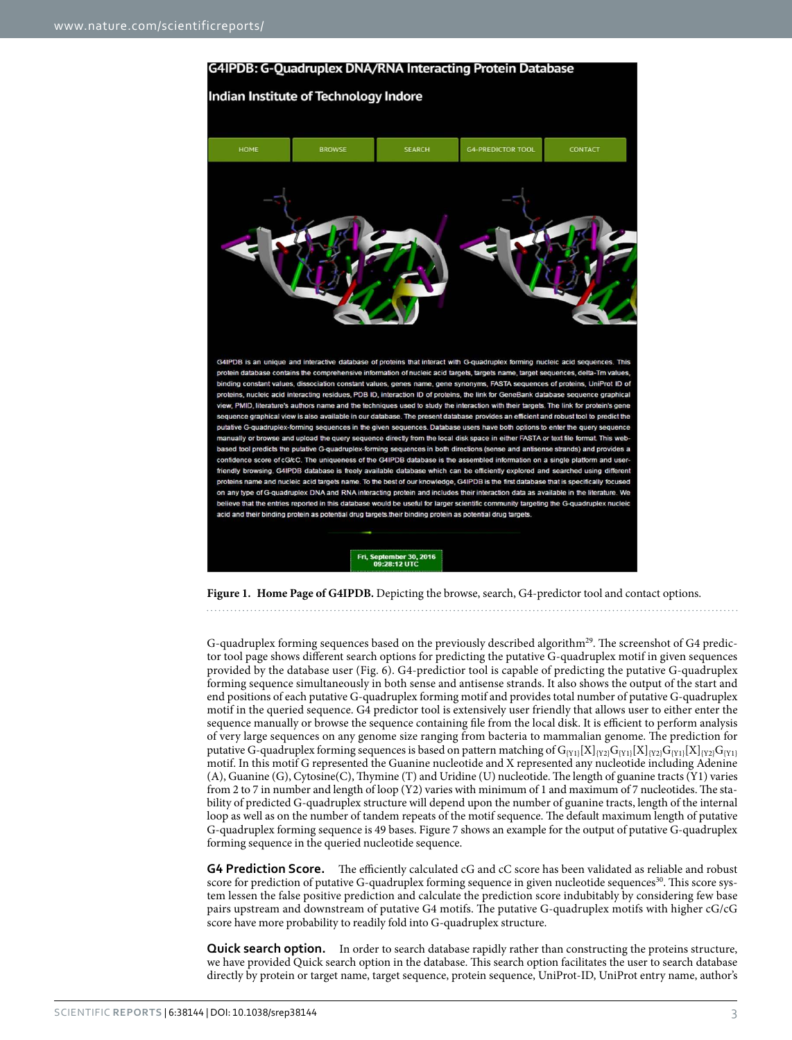Figure 1. **Home Page of G4IPDB.** Depicting the browse, search, G4-predictor tool and contact options.

G-quadruplex forming sequences based on the previously described algorithm[29]. The screenshot of G4 predictor tool page shows different search options for predicting the putative G-quadruplex motif in given sequences provided by the database user (Fig. 6). G4-predictior tool is capable of predicting the putative G-quadruplex forming sequence simultaneously in both sense and antisense strands. It also shows the output of the start and end positions of each putative G-quadruplex forming motif and provides total number of putative G-quadruplex motif in the queried sequence. G4 predictor tool is extensively user friendly that allows user to either enter the sequence manually or browse the sequence containing file from the local disk. It is efficient to perform analysis of very large sequences on any genome size ranging from bacteria to mammalian genome. The prediction for putative G-quadruplex forming sequences is based on pattern matching of $G_{\{Y1\}}[X]_{\{Y2\}}G_{\{Y1\}}[X]_{\{Y2\}}G_{\{Y1\}}[X]_{\{Y2\}}G_{\{Y1\}}$ motif. In this motif G represented the Guanine nucleotide and X represented any nucleotide including Adenine (A), Guanine (G), Cytosine(C), Thymine (T) and Uridine (U) nucleotide. The length of guanine tracts (Y1) varies from 2 to 7 in number and length of loop (Y2) varies with minimum of 1 and maximum of 7 nucleotides. The stability of predicted G-quadruplex structure will depend upon the number of guanine tracts, length of the internal loop as well as on the number of tandem repeats of the motif sequence. The default maximum length of putative G-quadruplex forming sequence is 49 bases. Figure 7 shows an example for the output of putative G-quadruplex forming sequence in the queried nucleotide sequence.

**G4 Prediction Score.** The efficiently calculated cG and cC score has been validated as reliable and robust score for prediction of putative G-quadruplex forming sequence in given nucleotide sequences[30]. This score system lessen the false positive prediction and calculate the prediction score indubitably by considering few base pairs upstream and downstream of putative G4 motifs. The putative G-quadruplex motifs with higher cG/cG score have more probability to readily fold into G-quadruplex structure.

**Quick search option.** In order to search database rapidly rather than constructing the proteins structure, we have provided Quick search option in the database. This search option facilitates the user to search database directly by protein or target name, target sequence, protein sequence, UniProt-ID, UniProt entry name, author's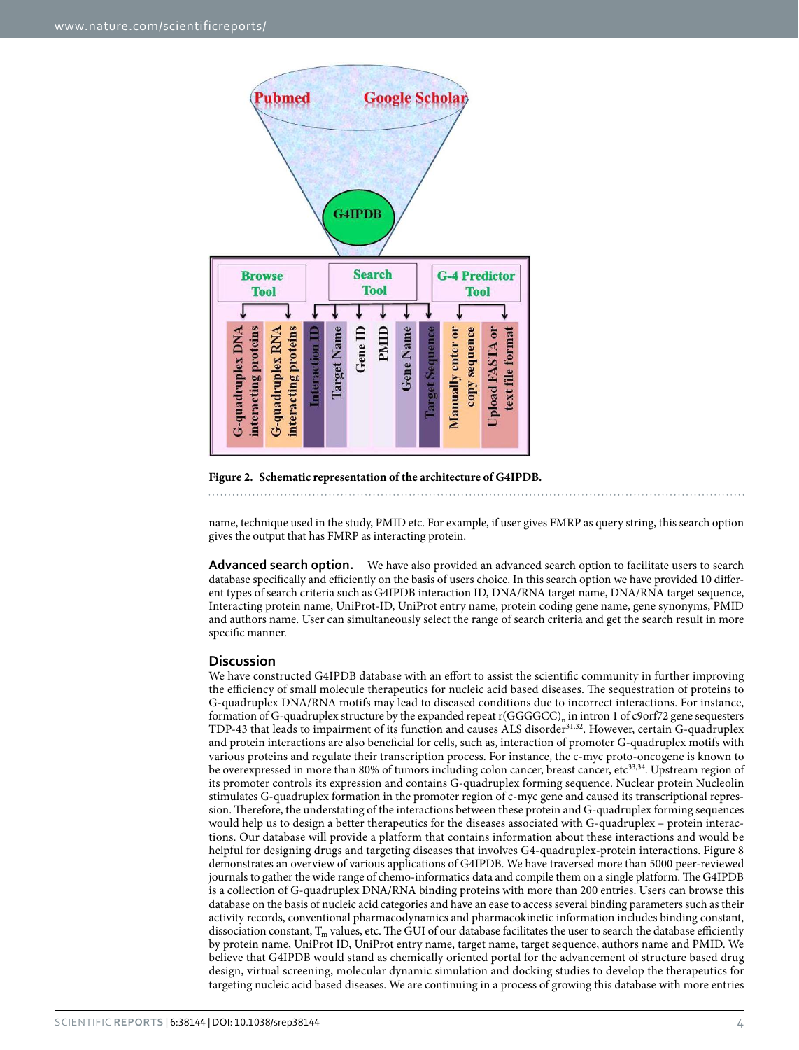Figure 2. Schematic representation of the architecture of G4IPDB.

name, technique used in the study, PMID etc. For example, if user gives FMRP as query string, this search option gives the output that has FMRP as interacting protein.

**Advanced search option.** We have also provided an advanced search option to facilitate users to search database specifically and efficiently on the basis of users choice. In this search option we have provided 10 different types of search criteria such as G4IPDB interaction ID, DNA/RNA target name, DNA/RNA target sequence, Interacting protein name, UniProt-ID, UniProt entry name, protein coding gene name, gene synonyms, PMID and authors name. User can simultaneously select the range of search criteria and get the search result in more specific manner.

## Discussion

We have constructed G4IPDB database with an effort to assist the scientific community in further improving the efficiency of small molecule therapeutics for nucleic acid based diseases. The sequestration of proteins to G-quadruplex DNA/RNA motifs may lead to diseased conditions due to incorrect interactions. For instance, formation of G-quadruplex structure by the expanded repeat $r(GGGGCC)_n$ in intron 1 of c9orf72 gene sequesters TDP-43 that leads to impairment of its function and causes ALS disorder[31,32]. However, certain G-quadruplex and protein interactions are also beneficial for cells, such as, interaction of promoter G-quadruplex motifs with various proteins and regulate their transcription process. For instance, the c-myc proto-oncogene is known to be overexpressed in more than 80% of tumors including colon cancer, breast cancer, etc[33,34]. Upstream region of its promoter controls its expression and contains G-quadruplex forming sequence. Nuclear protein Nucleolin stimulates G-quadruplex formation in the promoter region of c-myc gene and caused its transcriptional repression. Therefore, the understating of the interactions between these protein and G-quadruplex forming sequences would help us to design a better therapeutics for the diseases associated with G-quadruplex – protein interactions. Our database will provide a platform that contains information about these interactions and would be helpful for designing drugs and targeting diseases that involves G4-quadruplex-protein interactions. Figure 8 demonstrates an overview of various applications of G4IPDB. We have traversed more than 5000 peer-reviewed journals to gather the wide range of chemo-informatics data and compile them on a single platform. The G4IPDB is a collection of G-quadruplex DNA/RNA binding proteins with more than 200 entries. Users can browse this database on the basis of nucleic acid categories and have an ease to access several binding parameters such as their activity records, conventional pharmacodynamics and pharmacokinetic information includes binding constant, dissociation constant, $T_m$ values, etc. The GUI of our database facilitates the user to search the database efficiently by protein name, UniProt ID, UniProt entry name, target name, target sequence, authors name and PMID. We believe that G4IPDB would stand as chemically oriented portal for the advancement of structure based drug design, virtual screening, molecular dynamic simulation and docking studies to develop the therapeutics for targeting nucleic acid based diseases. We are continuing in a process of growing this database with more entries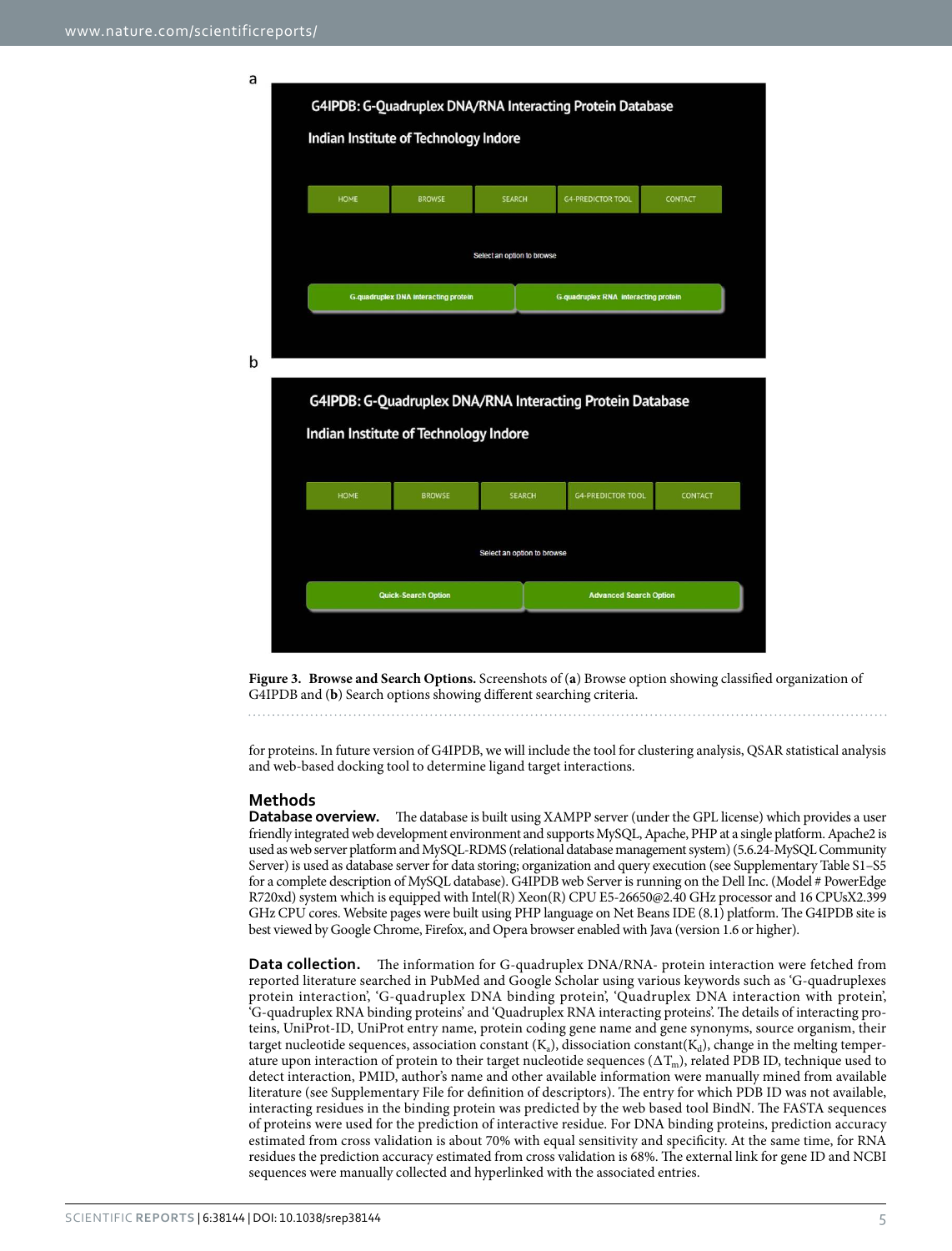a

b

**Figure 3. Browse and Search Options.** Screenshots of (**a**) Browse option showing classified organization of G4IPDB and (**b**) Search options showing different searching criteria.

for proteins. In future version of G4IPDB, we will include the tool for clustering analysis, QSAR statistical analysis and web-based docking tool to determine ligand target interactions.

## Methods

**Database overview.** The database is built using XAMPP server (under the GPL license) which provides a user friendly integrated web development environment and supports MySQL, Apache, PHP at a single platform. Apache2 is used as web server platform and MySQL-RDMS (relational database management system) (5.6.24-MySQL Community Server) is used as database server for data storing; organization and query execution (see Supplementary Table S1–S5 for a complete description of MySQL database). G4IPDB web Server is running on the Dell Inc. (Model # PowerEdge R720xd) system which is equipped with Intel(R) Xeon(R) CPU E5-26650@2.40 GHz processor and 16 CPUsX2.399 GHz CPU cores. Website pages were built using PHP language on Net Beans IDE (8.1) platform. The G4IPDB site is best viewed by Google Chrome, Firefox, and Opera browser enabled with Java (version 1.6 or higher).

**Data collection.** The information for G-quadruplex DNA/RNA- protein interaction were fetched from reported literature searched in PubMed and Google Scholar using various keywords such as 'G-quadruplexes protein interaction', 'G-quadruplex DNA binding protein', 'Quadruplex DNA interaction with protein', 'G-quadruplex RNA binding proteins' and 'Quadruplex RNA interacting proteins'. The details of interacting proteins, UniProt-ID, UniProt entry name, protein coding gene name and gene synonyms, source organism, their target nucleotide sequences, association constant ($K_a$), dissociation constant($K_d$), change in the melting temperature upon interaction of protein to their target nucleotide sequences ($\Delta T_m$), related PDB ID, technique used to detect interaction, PMID, author's name and other available information were manually mined from available literature (see Supplementary File for definition of descriptors). The entry for which PDB ID was not available, interacting residues in the binding protein was predicted by the web based tool BindN. The FASTA sequences of proteins were used for the prediction of interactive residue. For DNA binding proteins, prediction accuracy estimated from cross validation is about 70% with equal sensitivity and specificity. At the same time, for RNA residues the prediction accuracy estimated from cross validation is 68%. The external link for gene ID and NCBI sequences were manually collected and hyperlinked with the associated entries.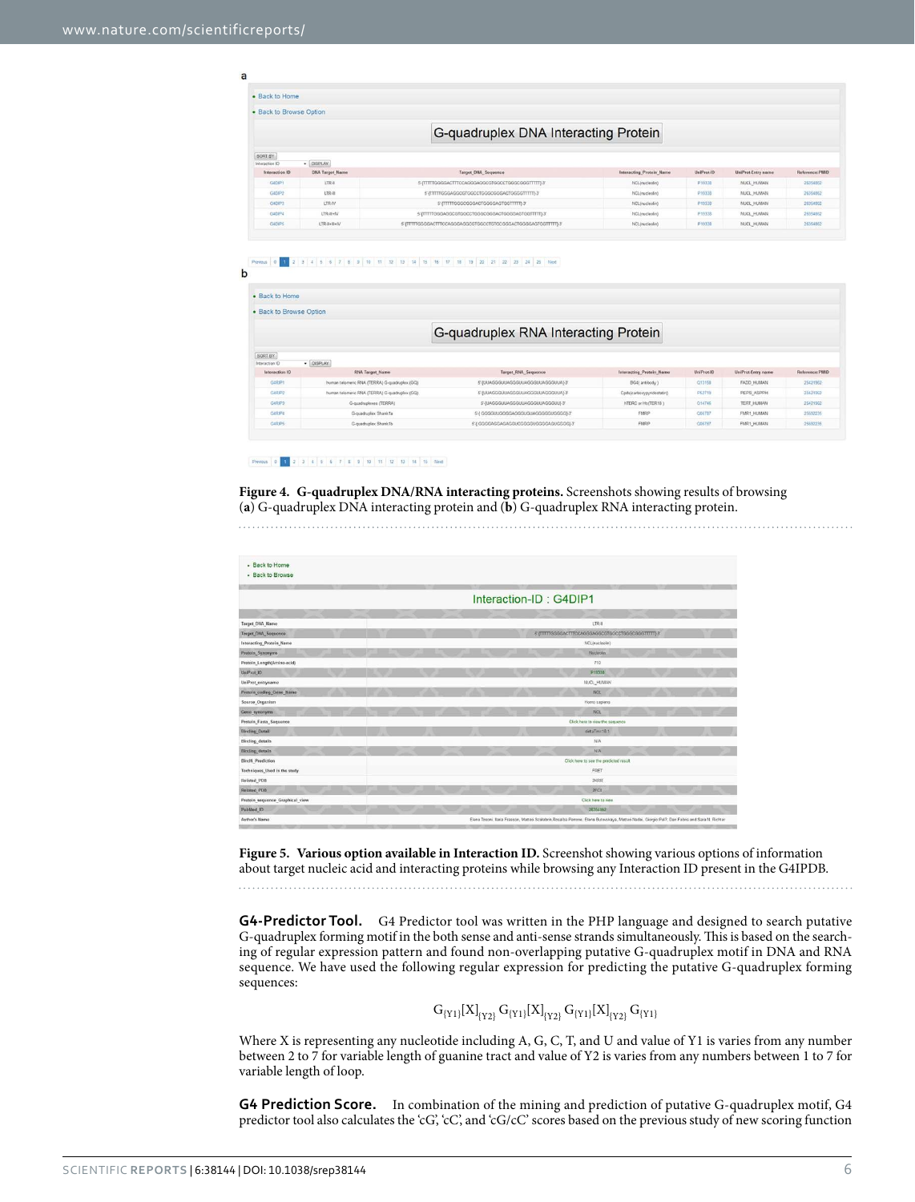**Figure 4. G-quadruplex DNA/RNA interacting proteins.** Screenshots showing results of browsing (**a**) G-quadruplex DNA interacting protein and (**b**) G-quadruplex RNA interacting protein.

**Figure 5. Various option available in Interaction ID.** Screenshot showing various options of information about target nucleic acid and interacting proteins while browsing any Interaction ID present in the G4IPDB.

**G4-Predictor Tool.** G4 Predictor tool was written in the PHP language and designed to search putative G-quadruplex forming motif in the both sense and anti-sense strands simultaneously. This is based on the searching of regular expression pattern and found non-overlapping putative G-quadruplex motif in DNA and RNA sequence. We have used the following regular expression for predicting the putative G-quadruplex forming sequences:

$$G_{\{Y1\}}[X]_{\{Y2\}}\ G_{\{Y1\}}[X]_{\{Y2\}}\ G_{\{Y1\}}[X]_{\{Y2\}}\ G_{\{Y1\}}$$

Where X is representing any nucleotide including A, G, C, T, and U and value of Y1 is varies from any number between 2 to 7 for variable length of guanine tract and value of Y2 is varies from any numbers between 1 to 7 for variable length of loop.

**G4 Prediction Score.** In combination of the mining and prediction of putative G-quadruplex motif, G4 predictor tool also calculates the 'cG', 'cC', and 'cG/cC' scores based on the previous study of new scoring function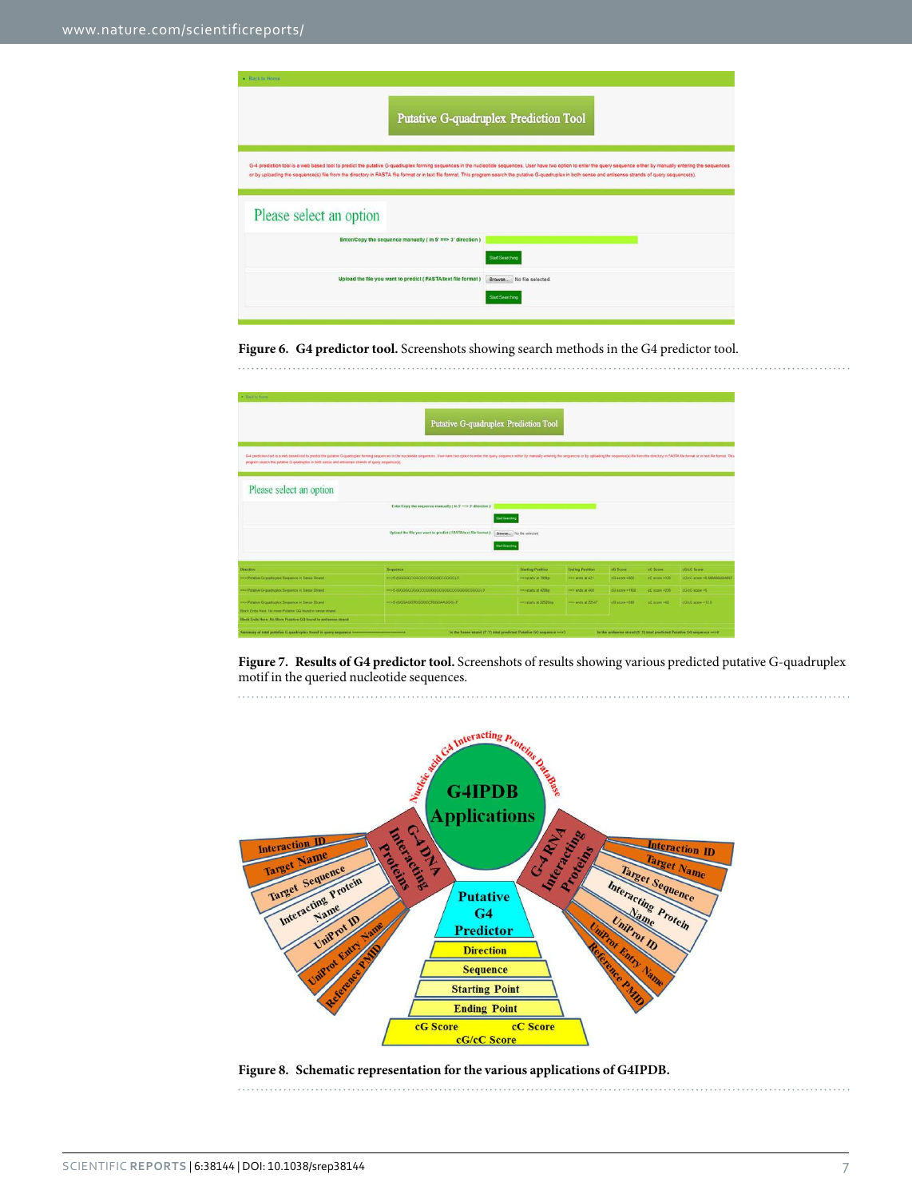**Figure 6. G4 predictor tool.** Screenshots showing search methods in the G4 predictor tool.

**Figure 7. Results of G4 predictor tool.** Screenshots of results showing various predicted putative G-quadruplex motif in the queried nucleotide sequences.

**Figure 8. Schematic representation for the various applications of G4IPDB.**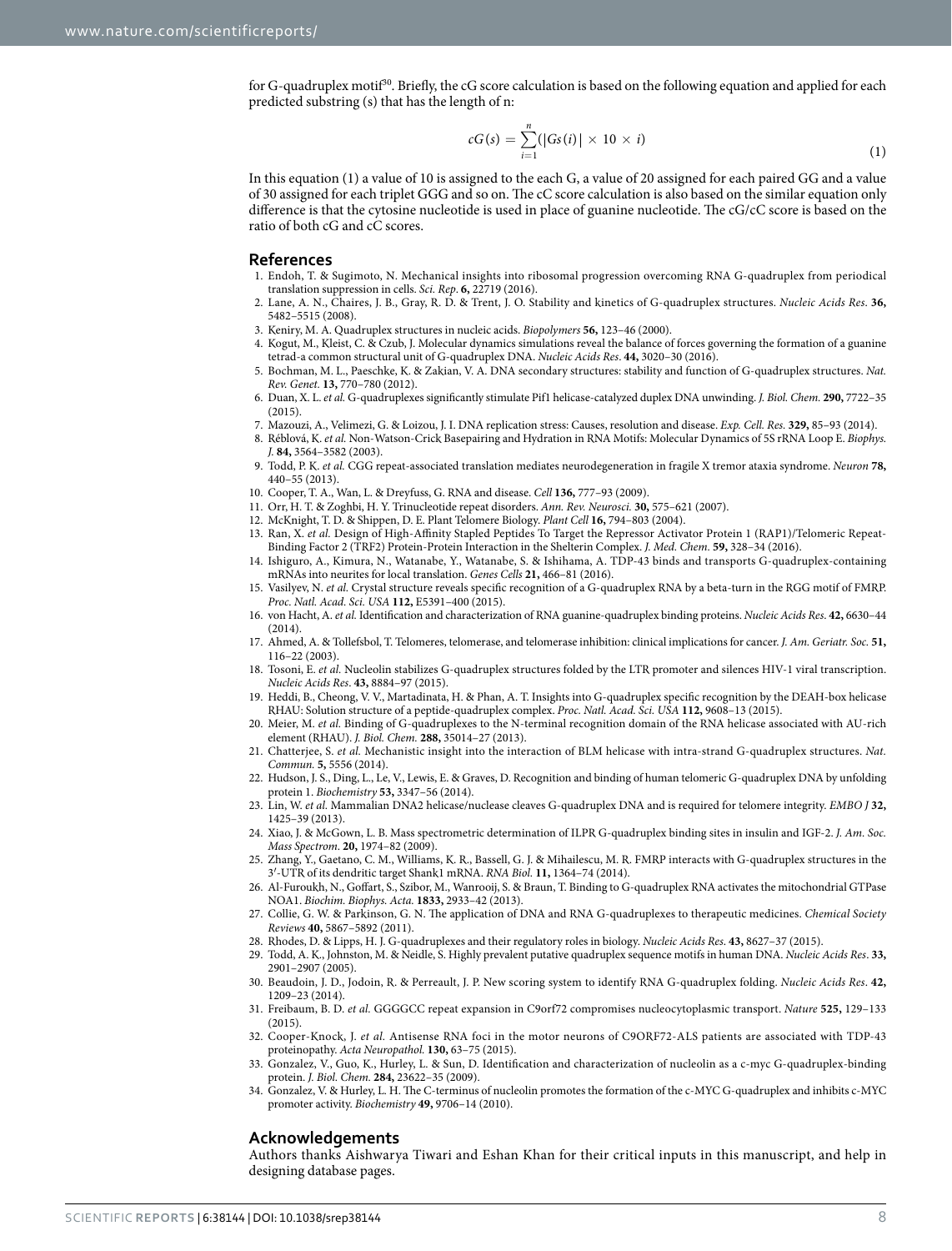for G-quadruplex motif[30]. Briefly, the cG score calculation is based on the following equation and applied for each predicted substring (s) that has the length of n:

$$cG(s) = \sum_{i=1}^{n} (|Gs(i)| \times 10 \times i) \tag{1}$$

In this equation (1) a value of 10 is assigned to the each G, a value of 20 assigned for each paired GG and a value of 30 assigned for each triplet GGG and so on. The cC score calculation is also based on the similar equation only difference is that the cytosine nucleotide is used in place of guanine nucleotide. The cG/cC score is based on the ratio of both cG and cC scores.

## References

1. Endoh, T. & Sugimoto, N. Mechanical insights into ribosomal progression overcoming RNA G-quadruplex from periodical translation suppression in cells. *Sci. Rep.* **6,** 22719 (2016).
2. Lane, A. N., Chaires, J. B., Gray, R. D. & Trent, J. O. Stability and kinetics of G-quadruplex structures. *Nucleic Acids Res.* **36,** 5482–5515 (2008).
3. Keniry, M. A. Quadruplex structures in nucleic acids. *Biopolymers* **56,** 123–46 (2000).
4. Kogut, M., Kleist, C. & Czub, J. Molecular dynamics simulations reveal the balance of forces governing the formation of a guanine tetrad-a common structural unit of G-quadruplex DNA. *Nucleic Acids Res.* **44,** 3020–30 (2016).
5. Bochman, M. L., Paeschke, K. & Zakian, V. A. DNA secondary structures: stability and function of G-quadruplex structures. *Nat. Rev. Genet.* **13,** 770–780 (2012).
6. Duan, X. L. *et al.* G-quadruplexes significantly stimulate Pif1 helicase-catalyzed duplex DNA unwinding. *J. Biol. Chem.* **290,** 7722–35 (2015).
7. Mazouzi, A., Velimezi, G. & Loizou, J. I. DNA replication stress: Causes, resolution and disease. *Exp. Cell. Res.* **329,** 85–93 (2014).
8. Réblová, K. *et al.* Non-Watson-Crick Basepairing and Hydration in RNA Motifs: Molecular Dynamics of 5S rRNA Loop E. *Biophys. J.* **84,** 3564–3582 (2003).
9. Todd, P. K. *et al.* CGG repeat-associated translation mediates neurodegeneration in fragile X tremor ataxia syndrome. *Neuron* **78,** 440–55 (2013).
10. Cooper, T. A., Wan, L. & Dreyfuss, G. RNA and disease. *Cell* **136,** 777–93 (2009).
11. Orr, H. T. & Zoghbi, H. Y. Trinucleotide repeat disorders. *Ann. Rev. Neurosci.* **30,** 575–621 (2007).
12. McKnight, T. D. & Shippen, D. E. Plant Telomere Biology. *Plant Cell* **16,** 794–803 (2004).
13. Ran, X. *et al.* Design of High-Affinity Stapled Peptides To Target the Repressor Activator Protein 1 (RAP1)/Telomeric Repeat-Binding Factor 2 (TRF2) Protein-Protein Interaction in the Shelterin Complex. *J. Med. Chem.* **59,** 328–34 (2016).
14. Ishiguro, A., Kimura, N., Watanabe, Y., Watanabe, S. & Ishihama, A. TDP-43 binds and transports G-quadruplex-containing mRNAs into neurites for local translation. *Genes Cells* **21,** 466–81 (2016).
15. Vasilyev, N. *et al.* Crystal structure reveals specific recognition of a G-quadruplex RNA by a beta-turn in the RGG motif of FMRP. *Proc. Natl. Acad. Sci. USA* **112,** E5391–400 (2015).
16. von Hacht, A. *et al.* Identification and characterization of RNA guanine-quadruplex binding proteins. *Nucleic Acids Res.* **42,** 6630–44 (2014).
17. Ahmed, A. & Tollefsbol, T. Telomeres, telomerase, and telomerase inhibition: clinical implications for cancer. *J. Am. Geriatr. Soc.* **51,** 116–22 (2003).
18. Tosoni, E. *et al.* Nucleolin stabilizes G-quadruplex structures folded by the LTR promoter and silences HIV-1 viral transcription. *Nucleic Acids Res.* **43,** 8884–97 (2015).
19. Heddi, B., Cheong, V. V., Martadinata, H. & Phan, A. T. Insights into G-quadruplex specific recognition by the DEAH-box helicase RHAU: Solution structure of a peptide-quadruplex complex. *Proc. Natl. Acad. Sci. USA* **112,** 9608–13 (2015).
20. Meier, M. *et al.* Binding of G-quadruplexes to the N-terminal recognition domain of the RNA helicase associated with AU-rich element (RHAU). *J. Biol. Chem.* **288,** 35014–27 (2013).
21. Chatterjee, S. *et al.* Mechanistic insight into the interaction of BLM helicase with intra-strand G-quadruplex structures. *Nat. Commun.* **5,** 5556 (2014).
22. Hudson, J. S., Ding, L., Le, V., Lewis, E. & Graves, D. Recognition and binding of human telomeric G-quadruplex DNA by unfolding protein 1. *Biochemistry* **53,** 3347–56 (2014).
23. Lin, W. *et al.* Mammalian DNA2 helicase/nuclease cleaves G-quadruplex DNA and is required for telomere integrity. *EMBO J* **32,** 1425–39 (2013).
24. Xiao, J. & McGown, L. B. Mass spectrometric determination of ILPR G-quadruplex binding sites in insulin and IGF-2. *J. Am. Soc. Mass Spectrom.* **20,** 1974–82 (2009).
25. Zhang, Y., Gaetano, C. M., Williams, K. R., Bassell, G. J. & Mihailescu, M. R. FMRP interacts with G-quadruplex structures in the 3′-UTR of its dendritic target Shank1 mRNA. *RNA Biol.* **11,** 1364–74 (2014).
26. Al-Furoukh, N., Goffart, S., Szibor, M., Wanrooij, S. & Braun, T. Binding to G-quadruplex RNA activates the mitochondrial GTPase NOA1. *Biochim. Biophys. Acta.* **1833,** 2933–42 (2013).
27. Collie, G. W. & Parkinson, G. N. The application of DNA and RNA G-quadruplexes to therapeutic medicines. *Chemical Society Reviews* **40,** 5867–5892 (2011).
28. Rhodes, D. & Lipps, H. J. G-quadruplexes and their regulatory roles in biology. *Nucleic Acids Res.* **43,** 8627–37 (2015).
29. Todd, A. K., Johnston, M. & Neidle, S. Highly prevalent putative quadruplex sequence motifs in human DNA. *Nucleic Acids Res.* **33,** 2901–2907 (2005).
30. Beaudoin, J. D., Jodoin, R. & Perreault, J. P. New scoring system to identify RNA G-quadruplex folding. *Nucleic Acids Res.* **42,** 1209–23 (2014).
31. Freibaum, B. D. *et al.* GGGGCC repeat expansion in C9orf72 compromises nucleocytoplasmic transport. *Nature* **525,** 129–133 (2015).
32. Cooper-Knock, J. *et al.* Antisense RNA foci in the motor neurons of C9ORF72-ALS patients are associated with TDP-43 proteinopathy. *Acta Neuropathol.* **130,** 63–75 (2015).
33. Gonzalez, V., Guo, K., Hurley, L. & Sun, D. Identification and characterization of nucleolin as a c-myc G-quadruplex-binding protein. *J. Biol. Chem.* **284,** 23622–35 (2009).
34. Gonzalez, V. & Hurley, L. H. The C-terminus of nucleolin promotes the formation of the c-MYC G-quadruplex and inhibits c-MYC promoter activity. *Biochemistry* **49,** 9706–14 (2010).

## Acknowledgements

Authors thanks Aishwarya Tiwari and Eshan Khan for their critical inputs in this manuscript, and help in designing database pages.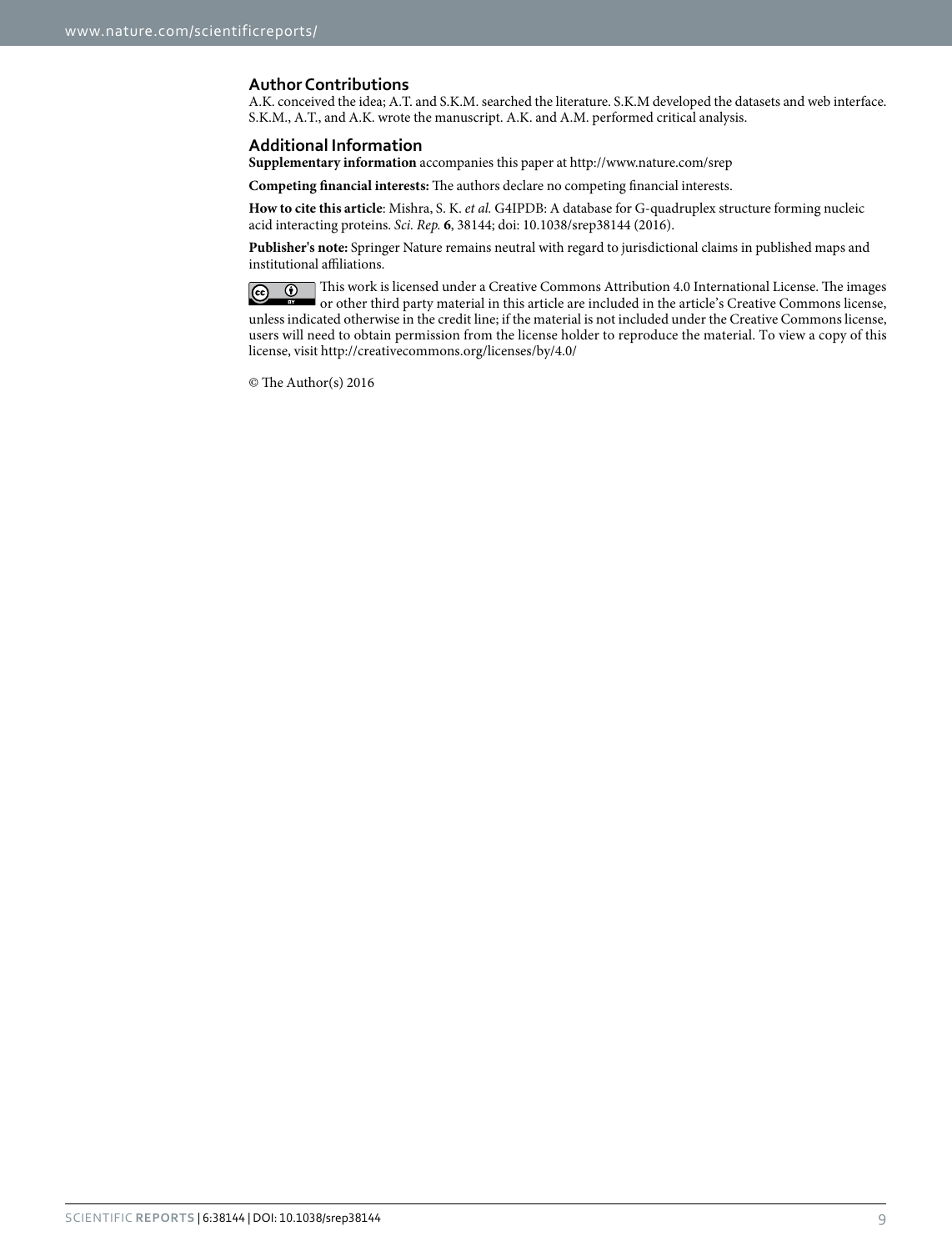## Author Contributions

A.K. conceived the idea; A.T. and S.K.M. searched the literature. S.K.M developed the datasets and web interface. S.K.M., A.T., and A.K. wrote the manuscript. A.K. and A.M. performed critical analysis.

## Additional Information

**Supplementary information** accompanies this paper at http://www.nature.com/srep

**Competing financial interests:** The authors declare no competing financial interests.

**How to cite this article**: Mishra, S. K. *et al.* G4IPDB: A database for G-quadruplex structure forming nucleic acid interacting proteins. *Sci. Rep.* **6**, 38144; doi: 10.1038/srep38144 (2016).

**Publisher's note:** Springer Nature remains neutral with regard to jurisdictional claims in published maps and institutional affiliations.

This work is licensed under a Creative Commons Attribution 4.0 International License. The images or other third party material in this article are included in the article's Creative Commons license, unless indicated otherwise in the credit line; if the material is not included under the Creative Commons license, users will need to obtain permission from the license holder to reproduce the material. To view a copy of this license, visit http://creativecommons.org/licenses/by/4.0/

© The Author(s) 2016